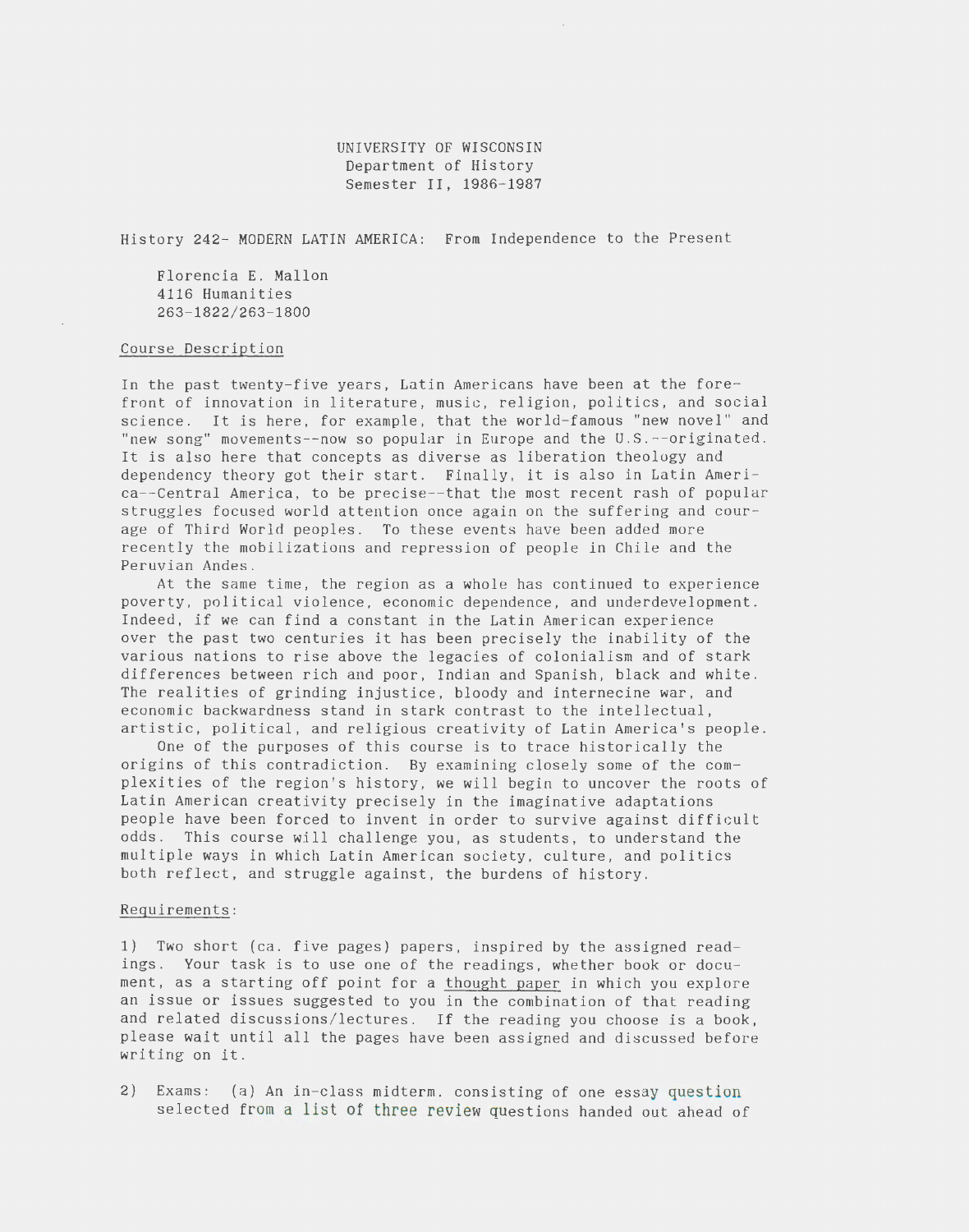UNIVERSITY OF WISCONSIN
Department of History
Semester II, 1986-1987

History 242- MODERN LATIN AMERICA: From Independence to the Present

Florencia E. Mallon
4116 Humanities
263-1822/263-1800

## Course Description

In the past twenty-five years, Latin Americans have been at the forefront of innovation in literature, music, religion, politics, and social science. It is here, for example, that the world-famous "new novel" and "new song" movements--now so popular in Europe and the U.S.--originated. It is also here that concepts as diverse as liberation theology and dependency theory got their start. Finally, it is also in Latin America--Central America, to be precise--that the most recent rash of popular struggles focused world attention once again on the suffering and courage of Third World peoples. To these events have been added more recently the mobilizations and repression of people in Chile and the Peruvian Andes.

At the same time, the region as a whole has continued to experience poverty, political violence, economic dependence, and underdevelopment. Indeed, if we can find a constant in the Latin American experience over the past two centuries it has been precisely the inability of the various nations to rise above the legacies of colonialism and of stark differences between rich and poor, Indian and Spanish, black and white. The realities of grinding injustice, bloody and internecine war, and economic backwardness stand in stark contrast to the intellectual, artistic, political, and religious creativity of Latin America's people.

One of the purposes of this course is to trace historically the origins of this contradiction. By examining closely some of the complexities of the region's history, we will begin to uncover the roots of Latin American creativity precisely in the imaginative adaptations people have been forced to invent in order to survive against difficult odds. This course will challenge you, as students, to understand the multiple ways in which Latin American society, culture, and politics both reflect, and struggle against, the burdens of history.

## Requirements:

1) Two short (ca. five pages) papers, inspired by the assigned readings. Your task is to use one of the readings, whether book or document, as a starting off point for a thought paper in which you explore an issue or issues suggested to you in the combination of that reading and related discussions/lectures. If the reading you choose is a book, please wait until all the pages have been assigned and discussed before writing on it.

2) Exams: (a) An in-class midterm, consisting of one essay question selected from a list of three review questions handed out ahead of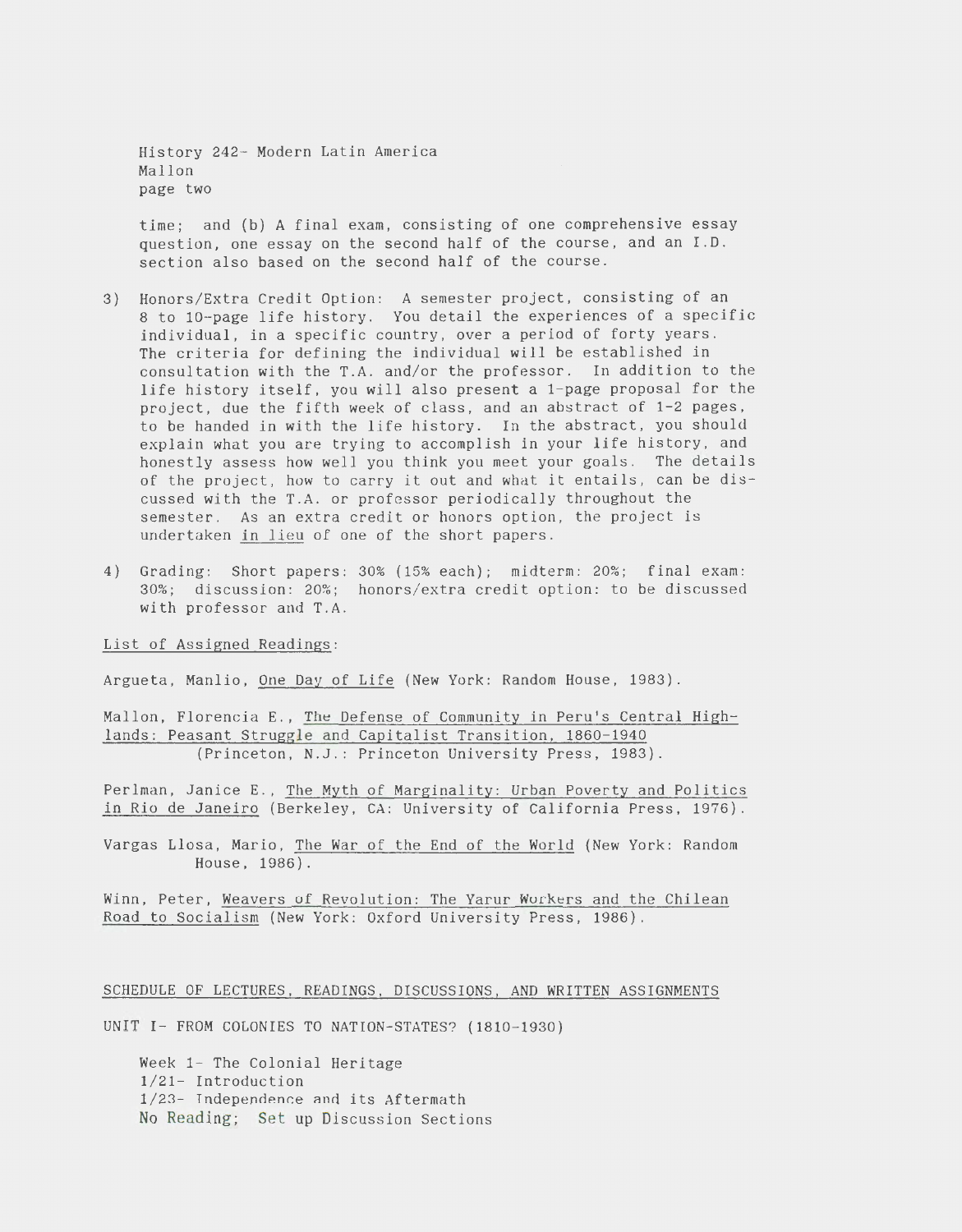time; and (b) A final exam, consisting of one comprehensive essay question, one essay on the second half of the course, and an I.D. section also based on the second half of the course.

3) Honors/Extra Credit Option: A semester project, consisting of an 8 to 10-page life history. You detail the experiences of a specific individual, in a specific country, over a period of forty years. The criteria for defining the individual will be established in consultation with the T.A. and/or the professor. In addition to the life history itself, you will also present a 1-page proposal for the project, due the fifth week of class, and an abstract of 1-2 pages, to be handed in with the life history. In the abstract, you should explain what you are trying to accomplish in your life history, and honestly assess how well you think you meet your goals. The details of the project, how to carry it out and what it entails, can be discussed with the T.A. or professor periodically throughout the semester. As an extra credit or honors option, the project is undertaken in lieu of one of the short papers.

4) Grading: Short papers: 30% (15% each); midterm: 20%; final exam: 30%; discussion: 20%; honors/extra credit option: to be discussed with professor and T.A.

List of Assigned Readings:

Argueta, Manlio, One Day of Life (New York: Random House, 1983).

Mallon, Florencia E., The Defense of Community in Peru's Central Highlands: Peasant Struggle and Capitalist Transition, 1860-1940 (Princeton, N.J.: Princeton University Press, 1983).

Perlman, Janice E., The Myth of Marginality: Urban Poverty and Politics in Rio de Janeiro (Berkeley, CA: University of California Press, 1976).

Vargas Llosa, Mario, The War of the End of the World (New York: Random House, 1986).

Winn, Peter, Weavers of Revolution: The Yarur Workers and the Chilean Road to Socialism (New York: Oxford University Press, 1986).

SCHEDULE OF LECTURES, READINGS, DISCUSSIONS, AND WRITTEN ASSIGNMENTS

UNIT I- FROM COLONIES TO NATION-STATES? (1810-1930)

Week 1- The Colonial Heritage
1/21- Introduction
1/23- Independence and its Aftermath
No Reading; Set up Discussion Sections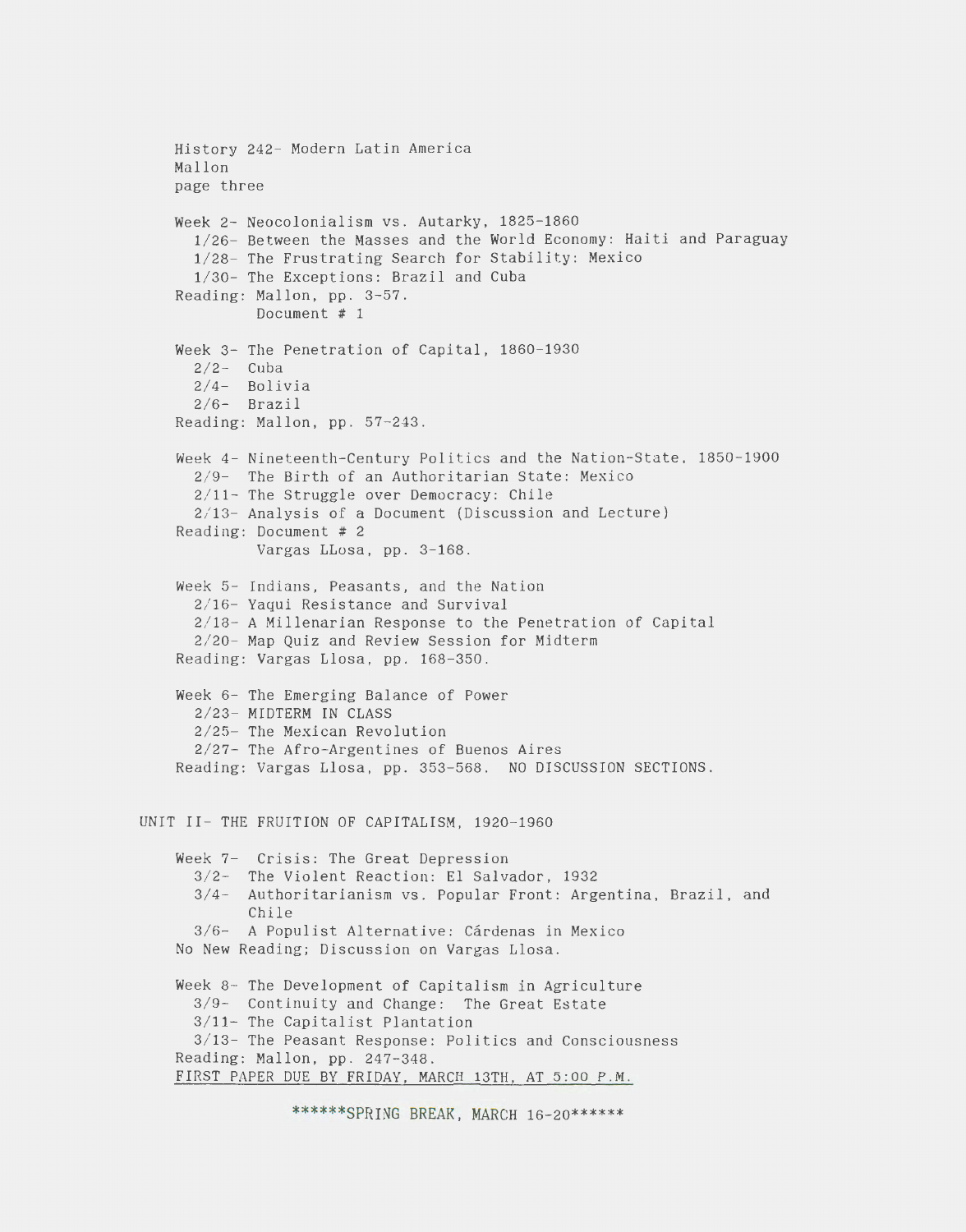History 242- Modern Latin America
Mallon
page three

Week 2- Neocolonialism vs. Autarky, 1825-1860
- 1/26- Between the Masses and the World Economy: Haiti and Paraguay
- 1/28- The Frustrating Search for Stability: Mexico
- 1/30- The Exceptions: Brazil and Cuba

Reading: Mallon, pp. 3-57.
Document # 1

Week 3- The Penetration of Capital, 1860-1930
- 2/2- Cuba
- 2/4- Bolivia
- 2/6- Brazil

Reading: Mallon, pp. 57-243.

Week 4- Nineteenth-Century Politics and the Nation-State, 1850-1900
- 2/9- The Birth of an Authoritarian State: Mexico
- 2/11- The Struggle over Democracy: Chile
- 2/13- Analysis of a Document (Discussion and Lecture)

Reading: Document # 2
Vargas LLosa, pp. 3-168.

Week 5- Indians, Peasants, and the Nation
- 2/16- Yaqui Resistance and Survival
- 2/18- A Millenarian Response to the Penetration of Capital
- 2/20- Map Quiz and Review Session for Midterm

Reading: Vargas Llosa, pp. 168-350.

Week 6- The Emerging Balance of Power
- 2/23- MIDTERM IN CLASS
- 2/25- The Mexican Revolution
- 2/27- The Afro-Argentines of Buenos Aires

Reading: Vargas Llosa, pp. 353-568. NO DISCUSSION SECTIONS.

## UNIT II- THE FRUITION OF CAPITALISM, 1920-1960

Week 7- Crisis: The Great Depression
- 3/2- The Violent Reaction: El Salvador, 1932
- 3/4- Authoritarianism vs. Popular Front: Argentina, Brazil, and Chile
- 3/6- A Populist Alternative: Cárdenas in Mexico

No New Reading; Discussion on Vargas Llosa.

Week 8- The Development of Capitalism in Agriculture
- 3/9- Continuity and Change: The Great Estate
- 3/11- The Capitalist Plantation
- 3/13- The Peasant Response: Politics and Consciousness

Reading: Mallon, pp. 247-348.

FIRST PAPER DUE BY FRIDAY, MARCH 13TH, AT 5:00 P.M.

******SPRING BREAK, MARCH 16-20******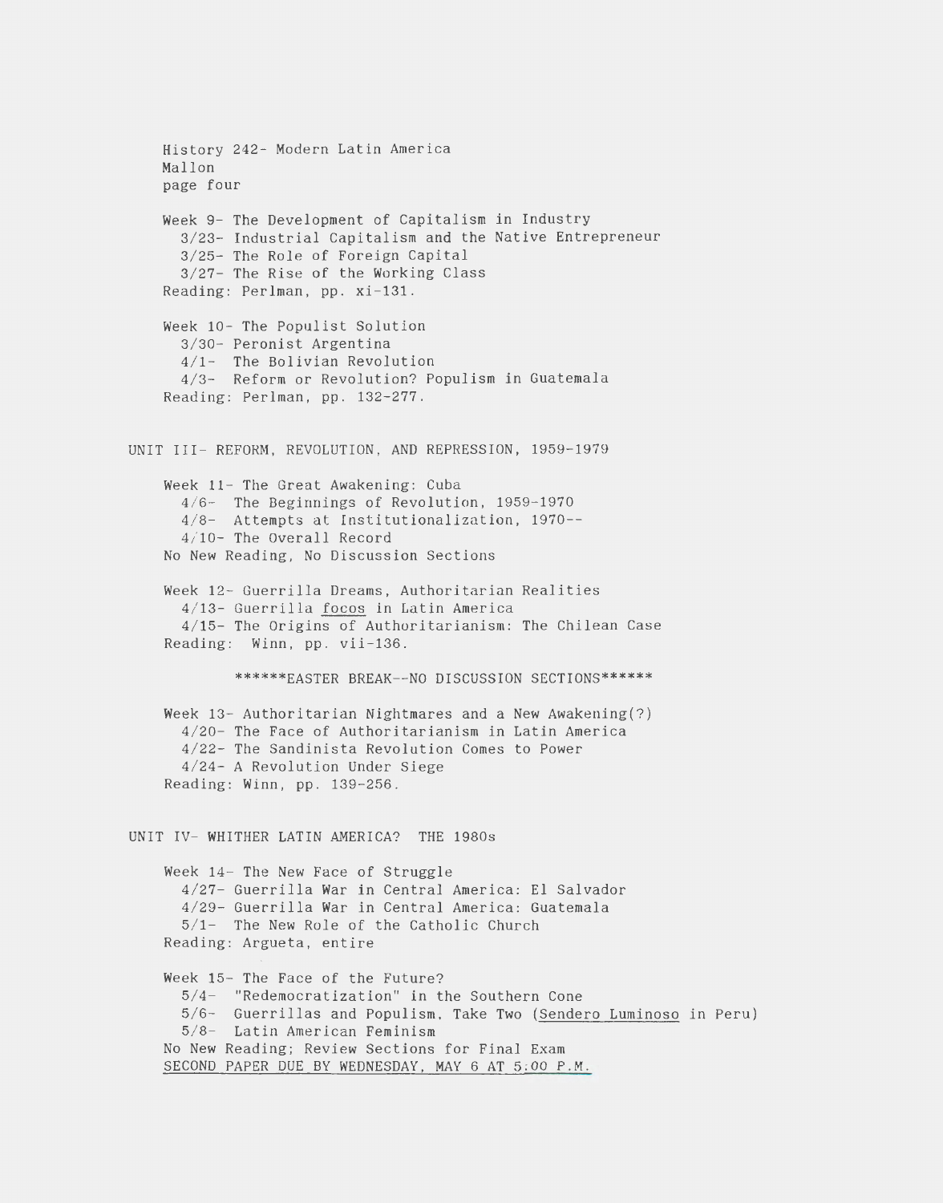Week 9- The Development of Capitalism in Industry
- 3/23- Industrial Capitalism and the Native Entrepreneur
- 3/25- The Role of Foreign Capital
- 3/27- The Rise of the Working Class

Reading: Perlman, pp. xi-131.

Week 10- The Populist Solution
- 3/30- Peronist Argentina
- 4/1- The Bolivian Revolution
- 4/3- Reform or Revolution? Populism in Guatemala

Reading: Perlman, pp. 132-277.

## UNIT III- REFORM, REVOLUTION, AND REPRESSION, 1959-1979

Week 11- The Great Awakening: Cuba
- 4/6- The Beginnings of Revolution, 1959-1970
- 4/8- Attempts at Institutionalization, 1970--
- 4/10- The Overall Record

No New Reading, No Discussion Sections

Week 12- Guerrilla Dreams, Authoritarian Realities
- 4/13- Guerrilla <u>focos</u> in Latin America
- 4/15- The Origins of Authoritarianism: The Chilean Case

Reading: Winn, pp. vii-136.

******EASTER BREAK--NO DISCUSSION SECTIONS******

Week 13- Authoritarian Nightmares and a New Awakening(?)
- 4/20- The Face of Authoritarianism in Latin America
- 4/22- The Sandinista Revolution Comes to Power
- 4/24- A Revolution Under Siege

Reading: Winn, pp. 139-256.

## UNIT IV- WHITHER LATIN AMERICA? THE 1980s

Week 14- The New Face of Struggle
- 4/27- Guerrilla War in Central America: El Salvador
- 4/29- Guerrilla War in Central America: Guatemala
- 5/1- The New Role of the Catholic Church

Reading: Argueta, entire

Week 15- The Face of the Future?
- 5/4- "Redemocratization" in the Southern Cone
- 5/6- Guerrillas and Populism, Take Two (<u>Sendero Luminoso</u> in Peru)
- 5/8- Latin American Feminism

No New Reading; Review Sections for Final Exam

<u>SECOND PAPER DUE BY WEDNESDAY, MAY 6 AT 5:00 P.M.</u>